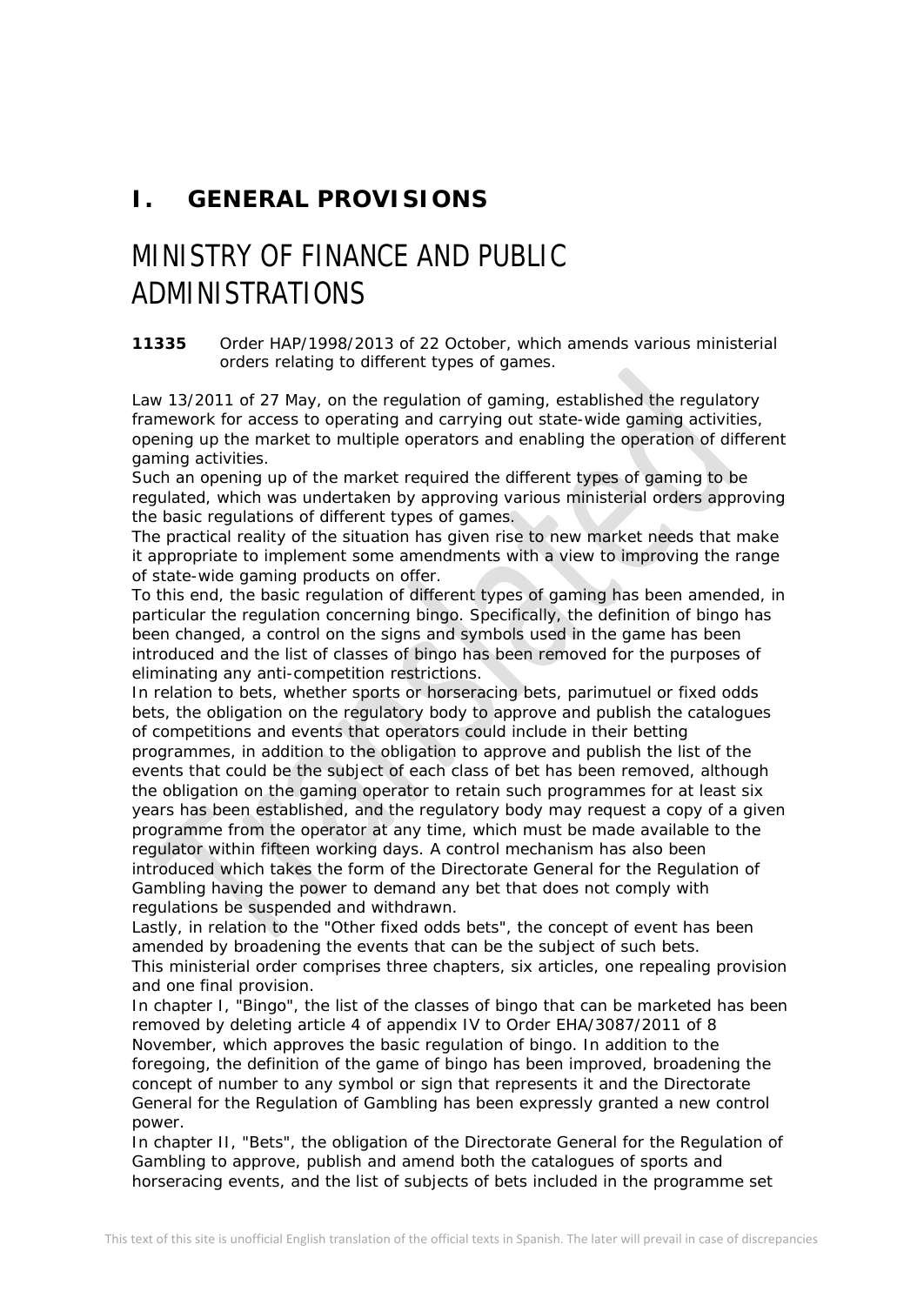## I. GENERAL PROVISIONS

# MINISTRY OF FINANCE AND PUBLIC ADMINISTRATIONS

**11335** Order HAP/1998/2013 of 22 October, which amends various ministerial orders relating to different types of games.

Law 13/2011 of 27 May, on the regulation of gaming, established the regulatory framework for access to operating and carrying out state-wide gaming activities, opening up the market to multiple operators and enabling the operation of different gaming activities.

Such an opening up of the market required the different types of gaming to be regulated, which was undertaken by approving various ministerial orders approving the basic regulations of different types of games.

The practical reality of the situation has given rise to new market needs that make it appropriate to implement some amendments with a view to improving the range of state-wide gaming products on offer.

To this end, the basic regulation of different types of gaming has been amended, in particular the regulation concerning bingo. Specifically, the definition of bingo has been changed, a control on the signs and symbols used in the game has been introduced and the list of classes of bingo has been removed for the purposes of eliminating any anti-competition restrictions.

In relation to bets, whether sports or horseracing bets, parimutuel or fixed odds bets, the obligation on the regulatory body to approve and publish the catalogues of competitions and events that operators could include in their betting programmes, in addition to the obligation to approve and publish the list of the events that could be the subject of each class of bet has been removed, although the obligation on the gaming operator to retain such programmes for at least six years has been established, and the regulatory body may request a copy of a given programme from the operator at any time, which must be made available to the regulator within fifteen working days. A control mechanism has also been introduced which takes the form of the Directorate General for the Regulation of Gambling having the power to demand any bet that does not comply with regulations be suspended and withdrawn.

Lastly, in relation to the "Other fixed odds bets", the concept of event has been amended by broadening the events that can be the subject of such bets.

This ministerial order comprises three chapters, six articles, one repealing provision and one final provision.

In chapter I, "Bingo", the list of the classes of bingo that can be marketed has been removed by deleting article 4 of appendix IV to Order EHA/3087/2011 of 8 November, which approves the basic regulation of bingo. In addition to the foregoing, the definition of the game of bingo has been improved, broadening the concept of number to any symbol or sign that represents it and the Directorate General for the Regulation of Gambling has been expressly granted a new control power.

In chapter II, "Bets", the obligation of the Directorate General for the Regulation of Gambling to approve, publish and amend both the catalogues of sports and horseracing events, and the list of subjects of bets included in the programme set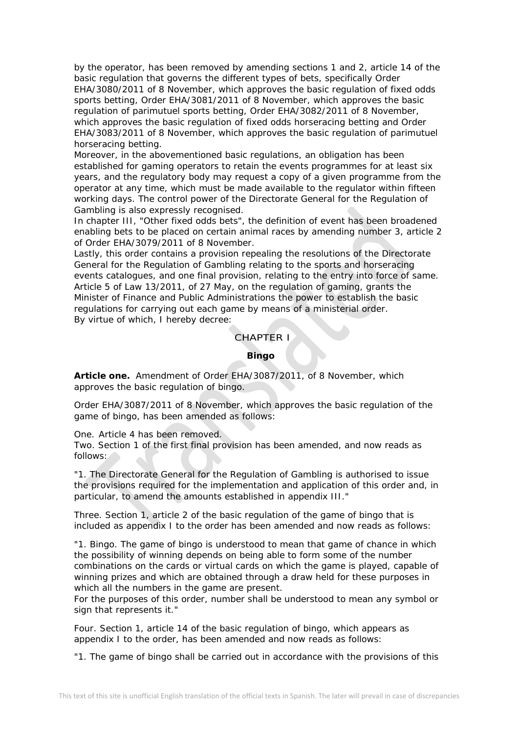by the operator, has been removed by amending sections 1 and 2, article 14 of the basic regulation that governs the different types of bets, specifically Order EHA/3080/2011 of 8 November, which approves the basic regulation of fixed odds sports betting, Order EHA/3081/2011 of 8 November, which approves the basic regulation of parimutuel sports betting, Order EHA/3082/2011 of 8 November, which approves the basic regulation of fixed odds horseracing betting and Order EHA/3083/2011 of 8 November, which approves the basic regulation of parimutuel horseracing betting.
Moreover, in the abovementioned basic regulations, an obligation has been established for gaming operators to retain the events programmes for at least six years, and the regulatory body may request a copy of a given programme from the operator at any time, which must be made available to the regulator within fifteen working days. The control power of the Directorate General for the Regulation of Gambling is also expressly recognised.
In chapter III, "Other fixed odds bets", the definition of event has been broadened enabling bets to be placed on certain animal races by amending number 3, article 2 of Order EHA/3079/2011 of 8 November.
Lastly, this order contains a provision repealing the resolutions of the Directorate General for the Regulation of Gambling relating to the sports and horseracing events catalogues, and one final provision, relating to the entry into force of same.
Article 5 of Law 13/2011, of 27 May, on the regulation of gaming, grants the Minister of Finance and Public Administrations the power to establish the basic regulations for carrying out each game by means of a ministerial order.
By virtue of which, I hereby decree:

## CHAPTER I

### Bingo

**Article one.** Amendment of Order EHA/3087/2011, of 8 November, which approves the basic regulation of bingo.

Order EHA/3087/2011 of 8 November, which approves the basic regulation of the game of bingo, has been amended as follows:

One. Article 4 has been removed.
Two. Section 1 of the first final provision has been amended, and now reads as follows:

"1. The Directorate General for the Regulation of Gambling is authorised to issue the provisions required for the implementation and application of this order and, in particular, to amend the amounts established in appendix III."

Three. Section 1, article 2 of the basic regulation of the game of bingo that is included as appendix I to the order has been amended and now reads as follows:

"1. Bingo. The game of bingo is understood to mean that game of chance in which the possibility of winning depends on being able to form some of the number combinations on the cards or virtual cards on which the game is played, capable of winning prizes and which are obtained through a draw held for these purposes in which all the numbers in the game are present.
For the purposes of this order, number shall be understood to mean any symbol or sign that represents it."

Four. Section 1, article 14 of the basic regulation of bingo, which appears as appendix I to the order, has been amended and now reads as follows:

"1. The game of bingo shall be carried out in accordance with the provisions of this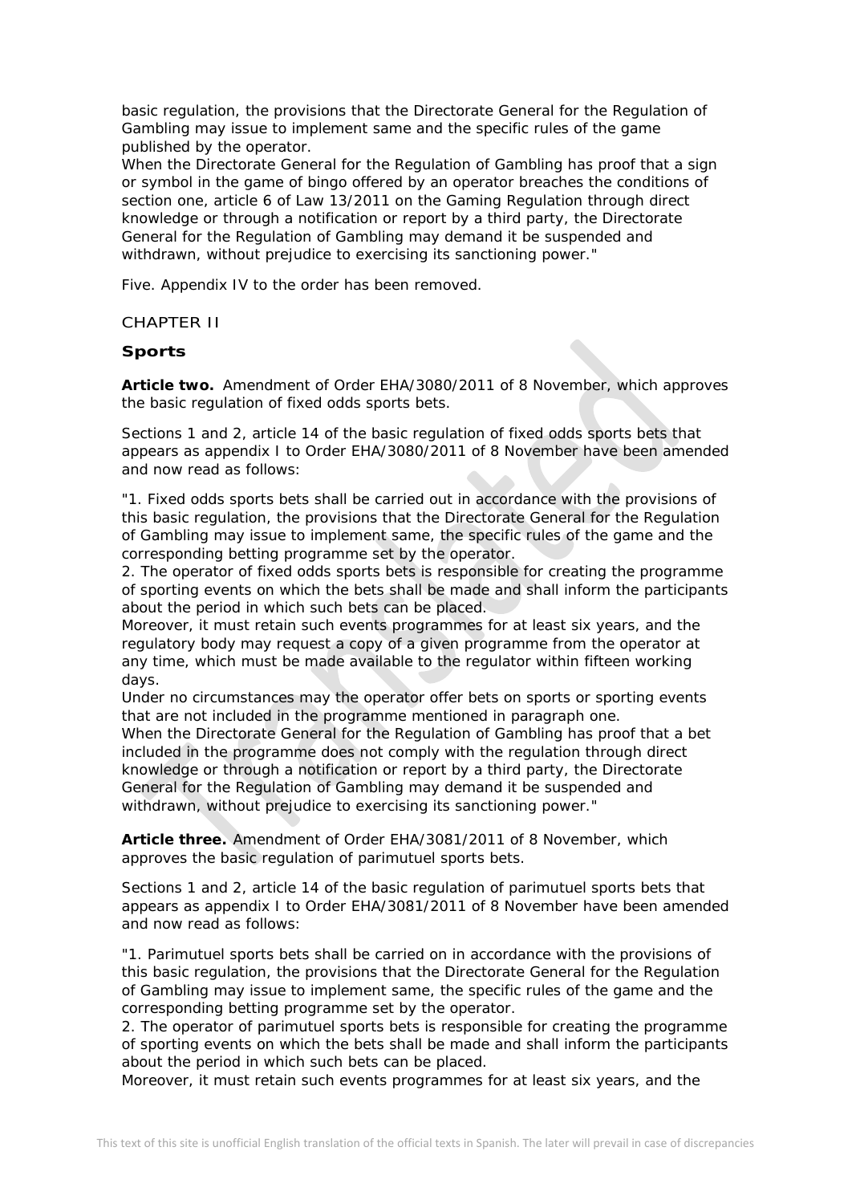basic regulation, the provisions that the Directorate General for the Regulation of Gambling may issue to implement same and the specific rules of the game published by the operator.
When the Directorate General for the Regulation of Gambling has proof that a sign or symbol in the game of bingo offered by an operator breaches the conditions of section one, article 6 of Law 13/2011 on the Gaming Regulation through direct knowledge or through a notification or report by a third party, the Directorate General for the Regulation of Gambling may demand it be suspended and withdrawn, without prejudice to exercising its sanctioning power."

Five. Appendix IV to the order has been removed.

## CHAPTER II

### Sports

**Article two.** Amendment of Order EHA/3080/2011 of 8 November, which approves the basic regulation of fixed odds sports bets.

Sections 1 and 2, article 14 of the basic regulation of fixed odds sports bets that appears as appendix I to Order EHA/3080/2011 of 8 November have been amended and now read as follows:

"1. Fixed odds sports bets shall be carried out in accordance with the provisions of this basic regulation, the provisions that the Directorate General for the Regulation of Gambling may issue to implement same, the specific rules of the game and the corresponding betting programme set by the operator.
2. The operator of fixed odds sports bets is responsible for creating the programme of sporting events on which the bets shall be made and shall inform the participants about the period in which such bets can be placed.
Moreover, it must retain such events programmes for at least six years, and the regulatory body may request a copy of a given programme from the operator at any time, which must be made available to the regulator within fifteen working days.
Under no circumstances may the operator offer bets on sports or sporting events that are not included in the programme mentioned in paragraph one.
When the Directorate General for the Regulation of Gambling has proof that a bet included in the programme does not comply with the regulation through direct knowledge or through a notification or report by a third party, the Directorate General for the Regulation of Gambling may demand it be suspended and withdrawn, without prejudice to exercising its sanctioning power."

**Article three.** Amendment of Order EHA/3081/2011 of 8 November, which approves the basic regulation of parimutuel sports bets.

Sections 1 and 2, article 14 of the basic regulation of parimutuel sports bets that appears as appendix I to Order EHA/3081/2011 of 8 November have been amended and now read as follows:

"1. Parimutuel sports bets shall be carried on in accordance with the provisions of this basic regulation, the provisions that the Directorate General for the Regulation of Gambling may issue to implement same, the specific rules of the game and the corresponding betting programme set by the operator.
2. The operator of parimutuel sports bets is responsible for creating the programme of sporting events on which the bets shall be made and shall inform the participants about the period in which such bets can be placed.
Moreover, it must retain such events programmes for at least six years, and the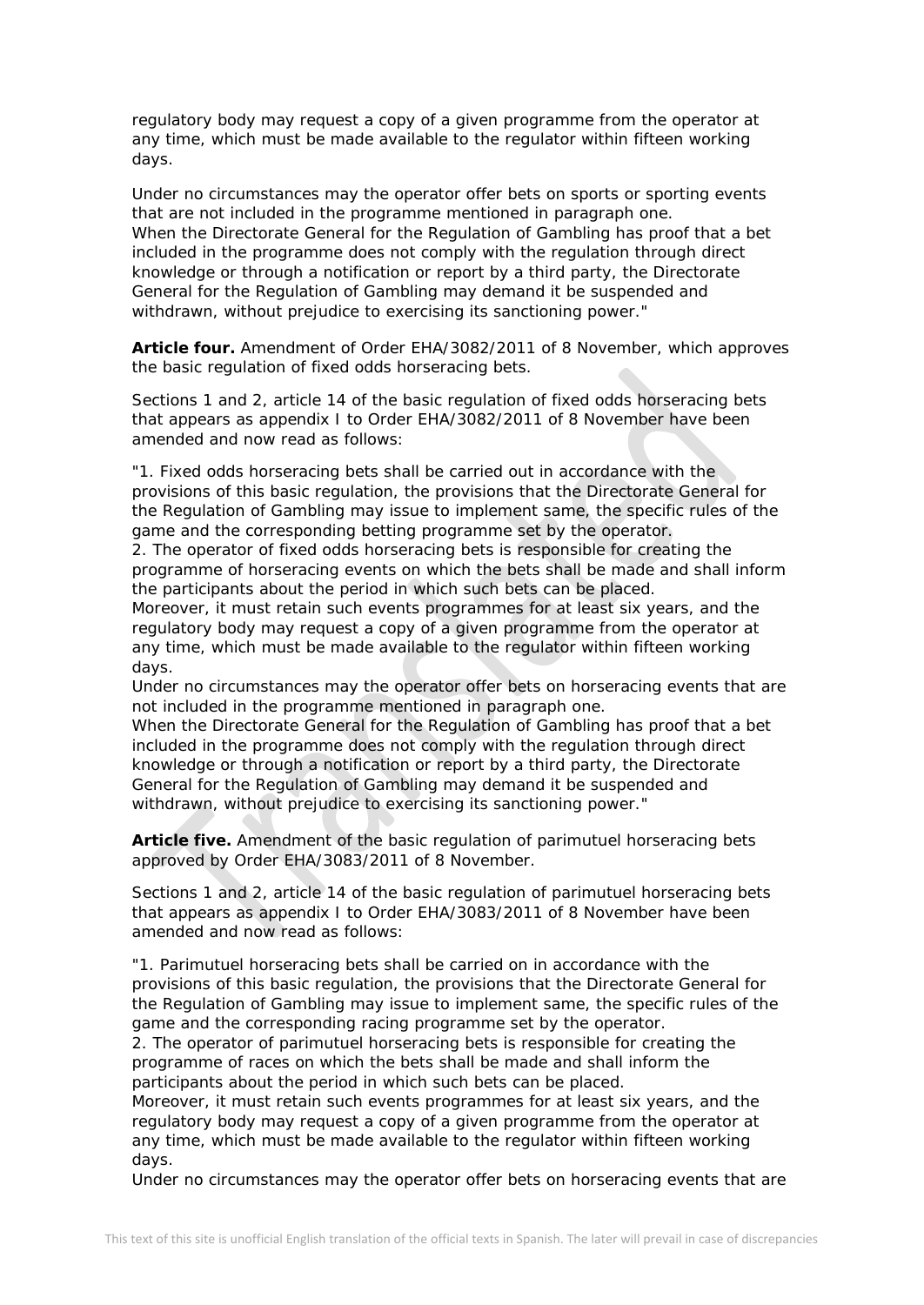regulatory body may request a copy of a given programme from the operator at any time, which must be made available to the regulator within fifteen working days.

Under no circumstances may the operator offer bets on sports or sporting events that are not included in the programme mentioned in paragraph one.
When the Directorate General for the Regulation of Gambling has proof that a bet included in the programme does not comply with the regulation through direct knowledge or through a notification or report by a third party, the Directorate General for the Regulation of Gambling may demand it be suspended and withdrawn, without prejudice to exercising its sanctioning power."

**Article four.** Amendment of Order EHA/3082/2011 of 8 November, which approves the basic regulation of fixed odds horseracing bets.

Sections 1 and 2, article 14 of the basic regulation of fixed odds horseracing bets that appears as appendix I to Order EHA/3082/2011 of 8 November have been amended and now read as follows:

"1. Fixed odds horseracing bets shall be carried out in accordance with the provisions of this basic regulation, the provisions that the Directorate General for the Regulation of Gambling may issue to implement same, the specific rules of the game and the corresponding betting programme set by the operator.
2. The operator of fixed odds horseracing bets is responsible for creating the programme of horseracing events on which the bets shall be made and shall inform the participants about the period in which such bets can be placed.
Moreover, it must retain such events programmes for at least six years, and the regulatory body may request a copy of a given programme from the operator at any time, which must be made available to the regulator within fifteen working days.
Under no circumstances may the operator offer bets on horseracing events that are not included in the programme mentioned in paragraph one.
When the Directorate General for the Regulation of Gambling has proof that a bet included in the programme does not comply with the regulation through direct knowledge or through a notification or report by a third party, the Directorate General for the Regulation of Gambling may demand it be suspended and withdrawn, without prejudice to exercising its sanctioning power."

**Article five.** Amendment of the basic regulation of parimutuel horseracing bets approved by Order EHA/3083/2011 of 8 November.

Sections 1 and 2, article 14 of the basic regulation of parimutuel horseracing bets that appears as appendix I to Order EHA/3083/2011 of 8 November have been amended and now read as follows:

"1. Parimutuel horseracing bets shall be carried on in accordance with the provisions of this basic regulation, the provisions that the Directorate General for the Regulation of Gambling may issue to implement same, the specific rules of the game and the corresponding racing programme set by the operator.
2. The operator of parimutuel horseracing bets is responsible for creating the programme of races on which the bets shall be made and shall inform the participants about the period in which such bets can be placed.
Moreover, it must retain such events programmes for at least six years, and the regulatory body may request a copy of a given programme from the operator at any time, which must be made available to the regulator within fifteen working days.
Under no circumstances may the operator offer bets on horseracing events that are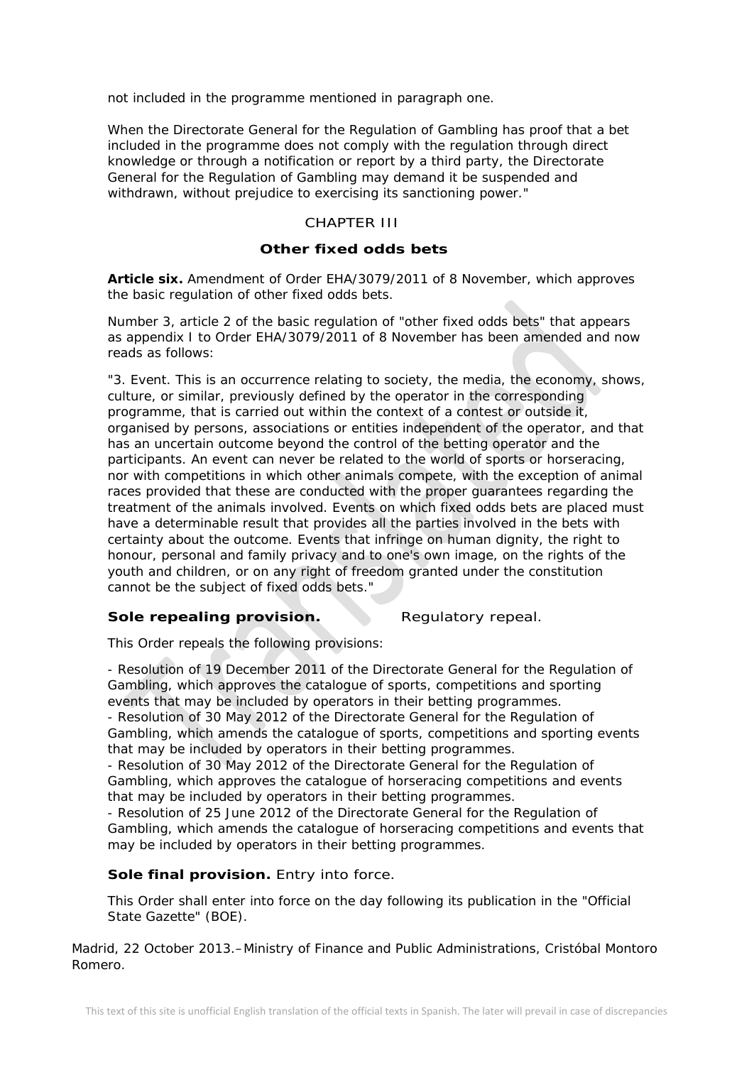not included in the programme mentioned in paragraph one.

When the Directorate General for the Regulation of Gambling has proof that a bet included in the programme does not comply with the regulation through direct knowledge or through a notification or report by a third party, the Directorate General for the Regulation of Gambling may demand it be suspended and withdrawn, without prejudice to exercising its sanctioning power."

## CHAPTER III

### Other fixed odds bets

**Article six.** Amendment of Order EHA/3079/2011 of 8 November, which approves the basic regulation of other fixed odds bets.

Number 3, article 2 of the basic regulation of "other fixed odds bets" that appears as appendix I to Order EHA/3079/2011 of 8 November has been amended and now reads as follows:

"3. Event. This is an occurrence relating to society, the media, the economy, shows, culture, or similar, previously defined by the operator in the corresponding programme, that is carried out within the context of a contest or outside it, organised by persons, associations or entities independent of the operator, and that has an uncertain outcome beyond the control of the betting operator and the participants. An event can never be related to the world of sports or horseracing, nor with competitions in which other animals compete, with the exception of animal races provided that these are conducted with the proper guarantees regarding the treatment of the animals involved. Events on which fixed odds bets are placed must have a determinable result that provides all the parties involved in the bets with certainty about the outcome. Events that infringe on human dignity, the right to honour, personal and family privacy and to one's own image, on the rights of the youth and children, or on any right of freedom granted under the constitution cannot be the subject of fixed odds bets."

**Sole repealing provision.** Regulatory repeal.

This Order repeals the following provisions:

- Resolution of 19 December 2011 of the Directorate General for the Regulation of Gambling, which approves the catalogue of sports, competitions and sporting events that may be included by operators in their betting programmes.
- Resolution of 30 May 2012 of the Directorate General for the Regulation of Gambling, which amends the catalogue of sports, competitions and sporting events that may be included by operators in their betting programmes.
- Resolution of 30 May 2012 of the Directorate General for the Regulation of Gambling, which approves the catalogue of horseracing competitions and events that may be included by operators in their betting programmes.
- Resolution of 25 June 2012 of the Directorate General for the Regulation of Gambling, which amends the catalogue of horseracing competitions and events that may be included by operators in their betting programmes.

**Sole final provision.** Entry into force.

This Order shall enter into force on the day following its publication in the "Official State Gazette" (BOE).

Madrid, 22 October 2013.–Ministry of Finance and Public Administrations, Cristóbal Montoro Romero.